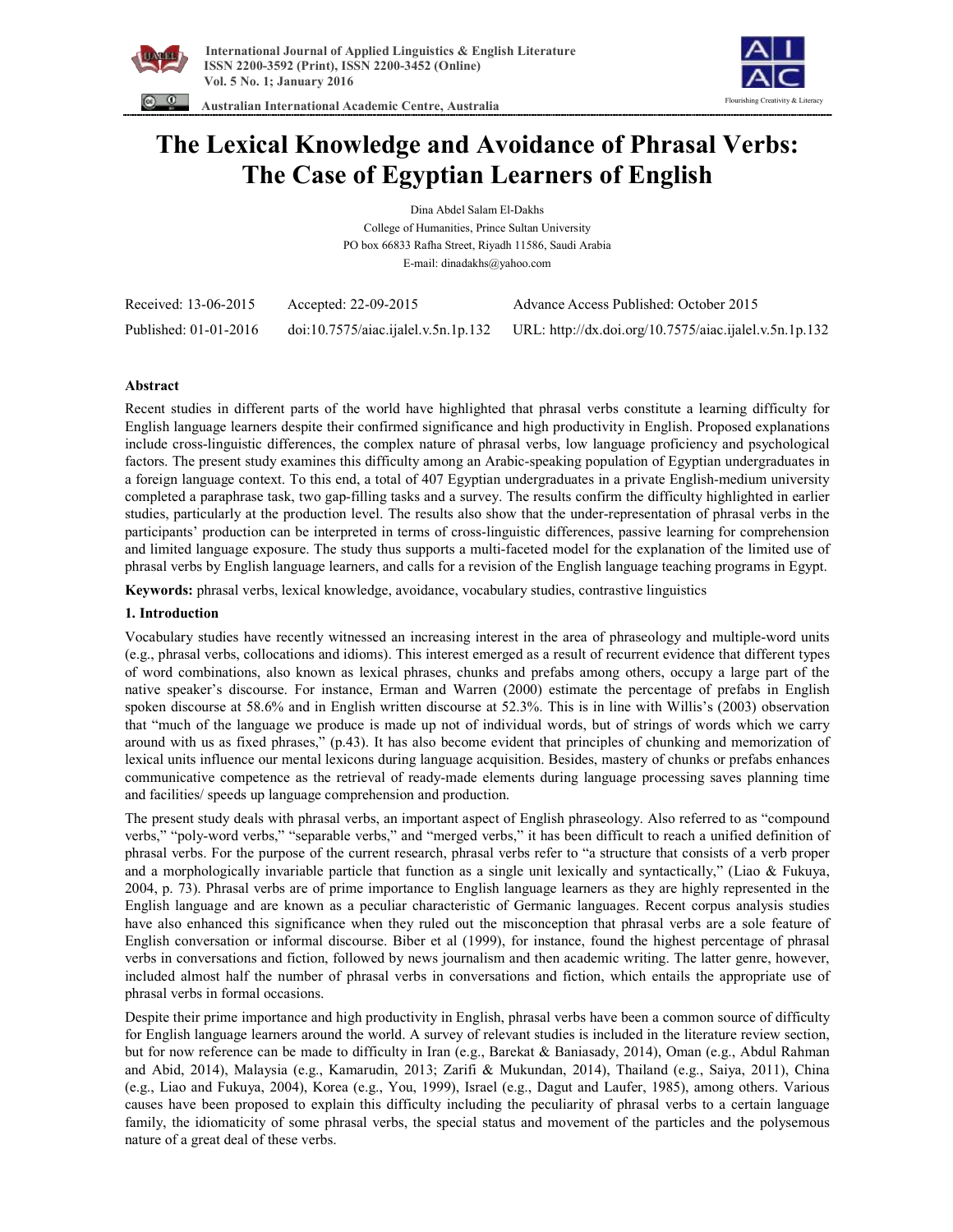# The Lexical Knowledge and Avoidance of Phrasal Verbs: The Case of Egyptian Learners of English

Dina Abdel Salam El-Dakhs
College of Humanities, Prince Sultan University
PO box 66833 Rafha Street, Riyadh 11586, Saudi Arabia
E-mail: dinadakhs@yahoo.com

| Received: 13-06-2015 | Accepted: 22-09-2015 | Advance Access Published: October 2015 |
|---|---|---|
| Published: 01-01-2016 | doi:10.7575/aiac.ijalel.v.5n.1p.132 | URL: http://dx.doi.org/10.7575/aiac.ijalel.v.5n.1p.132 |

## Abstract

Recent studies in different parts of the world have highlighted that phrasal verbs constitute a learning difficulty for English language learners despite their confirmed significance and high productivity in English. Proposed explanations include cross-linguistic differences, the complex nature of phrasal verbs, low language proficiency and psychological factors. The present study examines this difficulty among an Arabic-speaking population of Egyptian undergraduates in a foreign language context. To this end, a total of 407 Egyptian undergraduates in a private English-medium university completed a paraphrase task, two gap-filling tasks and a survey. The results confirm the difficulty highlighted in earlier studies, particularly at the production level. The results also show that the under-representation of phrasal verbs in the participants' production can be interpreted in terms of cross-linguistic differences, passive learning for comprehension and limited language exposure. The study thus supports a multi-faceted model for the explanation of the limited use of phrasal verbs by English language learners, and calls for a revision of the English language teaching programs in Egypt.

**Keywords:** phrasal verbs, lexical knowledge, avoidance, vocabulary studies, contrastive linguistics

## 1. Introduction

Vocabulary studies have recently witnessed an increasing interest in the area of phraseology and multiple-word units (e.g., phrasal verbs, collocations and idioms). This interest emerged as a result of recurrent evidence that different types of word combinations, also known as lexical phrases, chunks and prefabs among others, occupy a large part of the native speaker's discourse. For instance, Erman and Warren (2000) estimate the percentage of prefabs in English spoken discourse at 58.6% and in English written discourse at 52.3%. This is in line with Willis's (2003) observation that "much of the language we produce is made up not of individual words, but of strings of words which we carry around with us as fixed phrases," (p.43). It has also become evident that principles of chunking and memorization of lexical units influence our mental lexicons during language acquisition. Besides, mastery of chunks or prefabs enhances communicative competence as the retrieval of ready-made elements during language processing saves planning time and facilities/ speeds up language comprehension and production.

The present study deals with phrasal verbs, an important aspect of English phraseology. Also referred to as "compound verbs," "poly-word verbs," "separable verbs," and "merged verbs," it has been difficult to reach a unified definition of phrasal verbs. For the purpose of the current research, phrasal verbs refer to "a structure that consists of a verb proper and a morphologically invariable particle that function as a single unit lexically and syntactically," (Liao & Fukuya, 2004, p. 73). Phrasal verbs are of prime importance to English language learners as they are highly represented in the English language and are known as a peculiar characteristic of Germanic languages. Recent corpus analysis studies have also enhanced this significance when they ruled out the misconception that phrasal verbs are a sole feature of English conversation or informal discourse. Biber et al (1999), for instance, found the highest percentage of phrasal verbs in conversations and fiction, followed by news journalism and then academic writing. The latter genre, however, included almost half the number of phrasal verbs in conversations and fiction, which entails the appropriate use of phrasal verbs in formal occasions.

Despite their prime importance and high productivity in English, phrasal verbs have been a common source of difficulty for English language learners around the world. A survey of relevant studies is included in the literature review section, but for now reference can be made to difficulty in Iran (e.g., Barekat & Baniasady, 2014), Oman (e.g., Abdul Rahman and Abid, 2014), Malaysia (e.g., Kamarudin, 2013; Zarifi & Mukundan, 2014), Thailand (e.g., Saiya, 2011), China (e.g., Liao and Fukuya, 2004), Korea (e.g., You, 1999), Israel (e.g., Dagut and Laufer, 1985), among others. Various causes have been proposed to explain this difficulty including the peculiarity of phrasal verbs to a certain language family, the idiomaticity of some phrasal verbs, the special status and movement of the particles and the polysemous nature of a great deal of these verbs.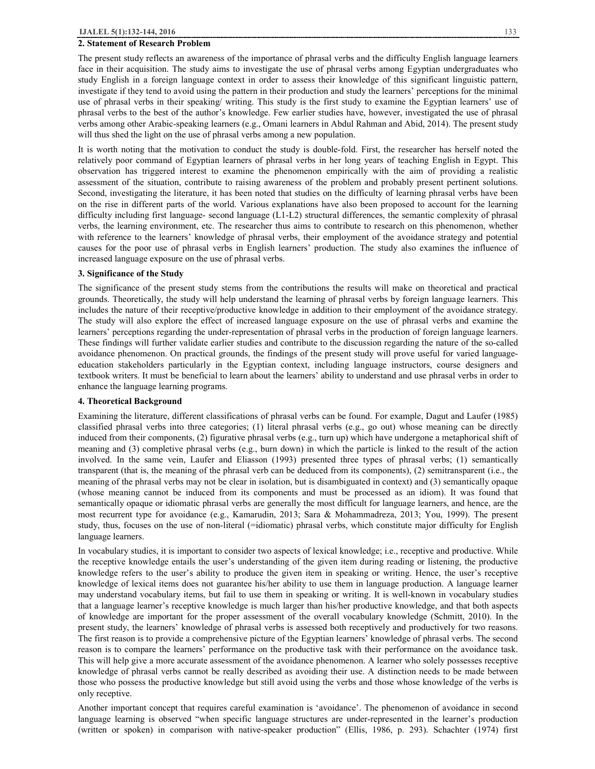## 2. Statement of Research Problem

The present study reflects an awareness of the importance of phrasal verbs and the difficulty English language learners face in their acquisition. The study aims to investigate the use of phrasal verbs among Egyptian undergraduates who study English in a foreign language context in order to assess their knowledge of this significant linguistic pattern, investigate if they tend to avoid using the pattern in their production and study the learners' perceptions for the minimal use of phrasal verbs in their speaking/ writing. This study is the first study to examine the Egyptian learners' use of phrasal verbs to the best of the author's knowledge. Few earlier studies have, however, investigated the use of phrasal verbs among other Arabic-speaking learners (e.g., Omani learners in Abdul Rahman and Abid, 2014). The present study will thus shed the light on the use of phrasal verbs among a new population.

It is worth noting that the motivation to conduct the study is double-fold. First, the researcher has herself noted the relatively poor command of Egyptian learners of phrasal verbs in her long years of teaching English in Egypt. This observation has triggered interest to examine the phenomenon empirically with the aim of providing a realistic assessment of the situation, contribute to raising awareness of the problem and probably present pertinent solutions. Second, investigating the literature, it has been noted that studies on the difficulty of learning phrasal verbs have been on the rise in different parts of the world. Various explanations have also been proposed to account for the learning difficulty including first language- second language (L1-L2) structural differences, the semantic complexity of phrasal verbs, the learning environment, etc. The researcher thus aims to contribute to research on this phenomenon, whether with reference to the learners' knowledge of phrasal verbs, their employment of the avoidance strategy and potential causes for the poor use of phrasal verbs in English learners' production. The study also examines the influence of increased language exposure on the use of phrasal verbs.

## 3. Significance of the Study

The significance of the present study stems from the contributions the results will make on theoretical and practical grounds. Theoretically, the study will help understand the learning of phrasal verbs by foreign language learners. This includes the nature of their receptive/productive knowledge in addition to their employment of the avoidance strategy. The study will also explore the effect of increased language exposure on the use of phrasal verbs and examine the learners' perceptions regarding the under-representation of phrasal verbs in the production of foreign language learners. These findings will further validate earlier studies and contribute to the discussion regarding the nature of the so-called avoidance phenomenon. On practical grounds, the findings of the present study will prove useful for varied language-education stakeholders particularly in the Egyptian context, including language instructors, course designers and textbook writers. It must be beneficial to learn about the learners' ability to understand and use phrasal verbs in order to enhance the language learning programs.

## 4. Theoretical Background

Examining the literature, different classifications of phrasal verbs can be found. For example, Dagut and Laufer (1985) classified phrasal verbs into three categories; (1) literal phrasal verbs (e.g., go out) whose meaning can be directly induced from their components, (2) figurative phrasal verbs (e.g., turn up) which have undergone a metaphorical shift of meaning and (3) completive phrasal verbs (e.g., burn down) in which the particle is linked to the result of the action involved. In the same vein, Laufer and Eliasson (1993) presented three types of phrasal verbs; (1) semantically transparent (that is, the meaning of the phrasal verb can be deduced from its components), (2) semitransparent (i.e., the meaning of the phrasal verbs may not be clear in isolation, but is disambiguated in context) and (3) semantically opaque (whose meaning cannot be induced from its components and must be processed as an idiom). It was found that semantically opaque or idiomatic phrasal verbs are generally the most difficult for language learners, and hence, are the most recurrent type for avoidance (e.g., Kamarudin, 2013; Sara & Mohammadreza, 2013; You, 1999). The present study, thus, focuses on the use of non-literal (=idiomatic) phrasal verbs, which constitute major difficulty for English language learners.

In vocabulary studies, it is important to consider two aspects of lexical knowledge; i.e., receptive and productive. While the receptive knowledge entails the user's understanding of the given item during reading or listening, the productive knowledge refers to the user's ability to produce the given item in speaking or writing. Hence, the user's receptive knowledge of lexical items does not guarantee his/her ability to use them in language production. A language learner may understand vocabulary items, but fail to use them in speaking or writing. It is well-known in vocabulary studies that a language learner's receptive knowledge is much larger than his/her productive knowledge, and that both aspects of knowledge are important for the proper assessment of the overall vocabulary knowledge (Schmitt, 2010). In the present study, the learners' knowledge of phrasal verbs is assessed both receptively and productively for two reasons. The first reason is to provide a comprehensive picture of the Egyptian learners' knowledge of phrasal verbs. The second reason is to compare the learners' performance on the productive task with their performance on the avoidance task. This will help give a more accurate assessment of the avoidance phenomenon. A learner who solely possesses receptive knowledge of phrasal verbs cannot be really described as avoiding their use. A distinction needs to be made between those who possess the productive knowledge but still avoid using the verbs and those whose knowledge of the verbs is only receptive.

Another important concept that requires careful examination is 'avoidance'. The phenomenon of avoidance in second language learning is observed "when specific language structures are under-represented in the learner's production (written or spoken) in comparison with native-speaker production" (Ellis, 1986, p. 293). Schachter (1974) first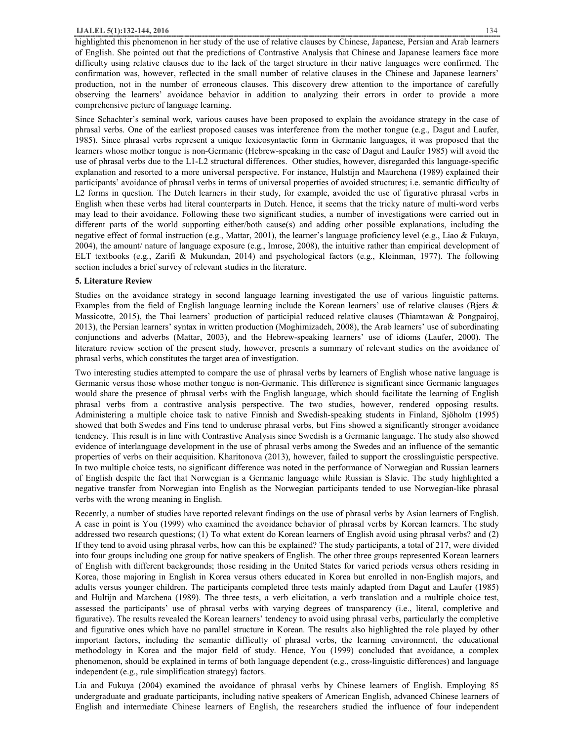highlighted this phenomenon in her study of the use of relative clauses by Chinese, Japanese, Persian and Arab learners of English. She pointed out that the predictions of Contrastive Analysis that Chinese and Japanese learners face more difficulty using relative clauses due to the lack of the target structure in their native languages were confirmed. The confirmation was, however, reflected in the small number of relative clauses in the Chinese and Japanese learners' production, not in the number of erroneous clauses. This discovery drew attention to the importance of carefully observing the learners' avoidance behavior in addition to analyzing their errors in order to provide a more comprehensive picture of language learning.

Since Schachter's seminal work, various causes have been proposed to explain the avoidance strategy in the case of phrasal verbs. One of the earliest proposed causes was interference from the mother tongue (e.g., Dagut and Laufer, 1985). Since phrasal verbs represent a unique lexicosyntactic form in Germanic languages, it was proposed that the learners whose mother tongue is non-Germanic (Hebrew-speaking in the case of Dagut and Laufer 1985) will avoid the use of phrasal verbs due to the L1-L2 structural differences. Other studies, however, disregarded this language-specific explanation and resorted to a more universal perspective. For instance, Hulstijn and Maurchena (1989) explained their participants' avoidance of phrasal verbs in terms of universal properties of avoided structures; i.e. semantic difficulty of L2 forms in question. The Dutch learners in their study, for example, avoided the use of figurative phrasal verbs in English when these verbs had literal counterparts in Dutch. Hence, it seems that the tricky nature of multi-word verbs may lead to their avoidance. Following these two significant studies, a number of investigations were carried out in different parts of the world supporting either/both cause(s) and adding other possible explanations, including the negative effect of formal instruction (e.g., Mattar, 2001), the learner's language proficiency level (e.g., Liao & Fukuya, 2004), the amount/ nature of language exposure (e.g., Imrose, 2008), the intuitive rather than empirical development of ELT textbooks (e.g., Zarifi & Mukundan, 2014) and psychological factors (e.g., Kleinman, 1977). The following section includes a brief survey of relevant studies in the literature.

## 5. Literature Review

Studies on the avoidance strategy in second language learning investigated the use of various linguistic patterns. Examples from the field of English language learning include the Korean learners' use of relative clauses (Bjers & Massicotte, 2015), the Thai learners' production of participial reduced relative clauses (Thiamtawan & Pongpairoj, 2013), the Persian learners' syntax in written production (Moghimizadeh, 2008), the Arab learners' use of subordinating conjunctions and adverbs (Mattar, 2003), and the Hebrew-speaking learners' use of idioms (Laufer, 2000). The literature review section of the present study, however, presents a summary of relevant studies on the avoidance of phrasal verbs, which constitutes the target area of investigation.

Two interesting studies attempted to compare the use of phrasal verbs by learners of English whose native language is Germanic versus those whose mother tongue is non-Germanic. This difference is significant since Germanic languages would share the presence of phrasal verbs with the English language, which should facilitate the learning of English phrasal verbs from a contrastive analysis perspective. The two studies, however, rendered opposing results. Administering a multiple choice task to native Finnish and Swedish-speaking students in Finland, Sjöholm (1995) showed that both Swedes and Fins tend to underuse phrasal verbs, but Fins showed a significantly stronger avoidance tendency. This result is in line with Contrastive Analysis since Swedish is a Germanic language. The study also showed evidence of interlanguage development in the use of phrasal verbs among the Swedes and an influence of the semantic properties of verbs on their acquisition. Kharitonova (2013), however, failed to support the crosslinguistic perspective. In two multiple choice tests, no significant difference was noted in the performance of Norwegian and Russian learners of English despite the fact that Norwegian is a Germanic language while Russian is Slavic. The study highlighted a negative transfer from Norwegian into English as the Norwegian participants tended to use Norwegian-like phrasal verbs with the wrong meaning in English.

Recently, a number of studies have reported relevant findings on the use of phrasal verbs by Asian learners of English. A case in point is You (1999) who examined the avoidance behavior of phrasal verbs by Korean learners. The study addressed two research questions; (1) To what extent do Korean learners of English avoid using phrasal verbs? and (2) If they tend to avoid using phrasal verbs, how can this be explained? The study participants, a total of 217, were divided into four groups including one group for native speakers of English. The other three groups represented Korean learners of English with different backgrounds; those residing in the United States for varied periods versus others residing in Korea, those majoring in English in Korea versus others educated in Korea but enrolled in non-English majors, and adults versus younger children. The participants completed three tests mainly adapted from Dagut and Laufer (1985) and Hultijn and Marchena (1989). The three tests, a verb elicitation, a verb translation and a multiple choice test, assessed the participants' use of phrasal verbs with varying degrees of transparency (i.e., literal, completive and figurative). The results revealed the Korean learners' tendency to avoid using phrasal verbs, particularly the completive and figurative ones which have no parallel structure in Korean. The results also highlighted the role played by other important factors, including the semantic difficulty of phrasal verbs, the learning environment, the educational methodology in Korea and the major field of study. Hence, You (1999) concluded that avoidance, a complex phenomenon, should be explained in terms of both language dependent (e.g., cross-linguistic differences) and language independent (e.g., rule simplification strategy) factors.

Lia and Fukuya (2004) examined the avoidance of phrasal verbs by Chinese learners of English. Employing 85 undergraduate and graduate participants, including native speakers of American English, advanced Chinese learners of English and intermediate Chinese learners of English, the researchers studied the influence of four independent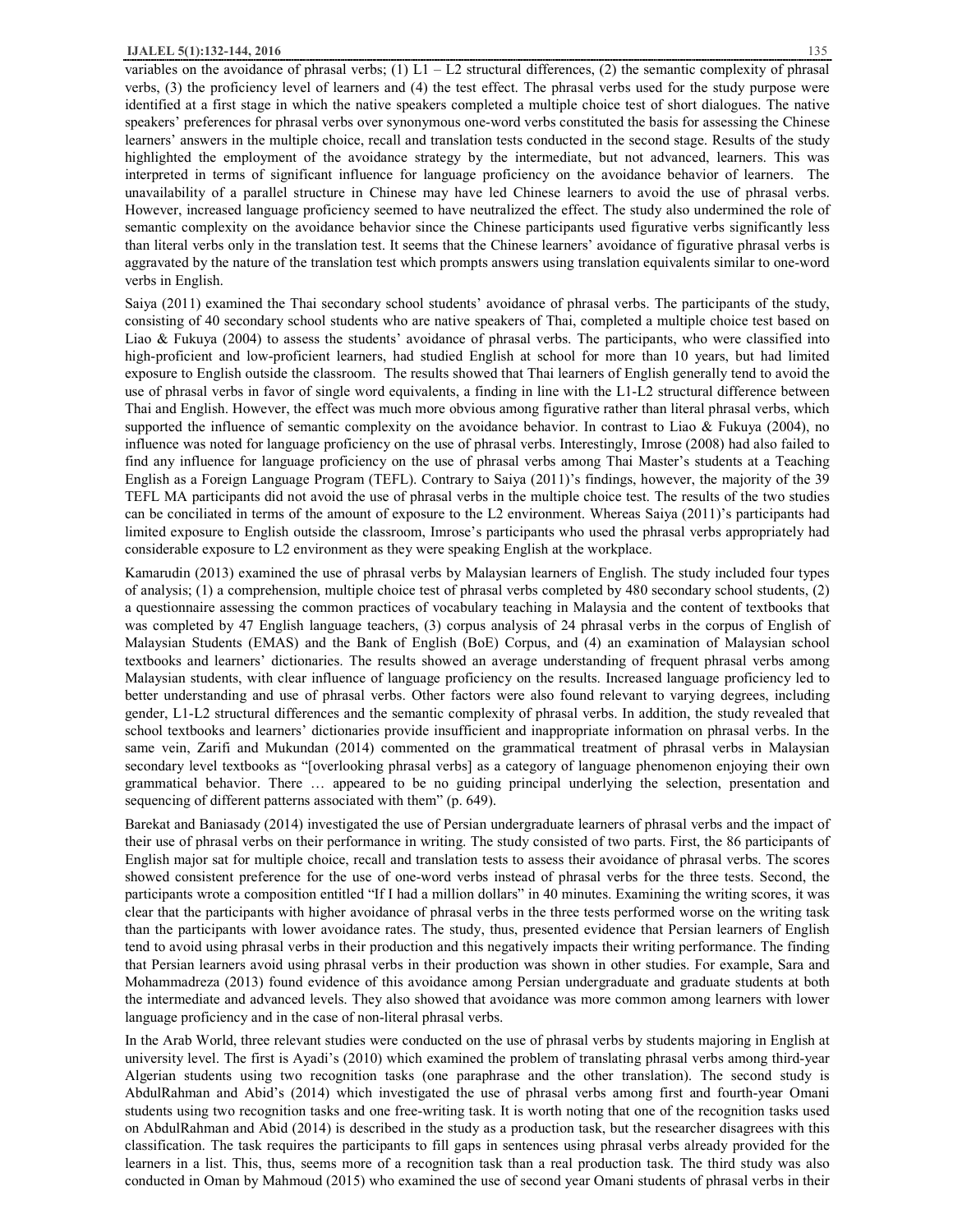variables on the avoidance of phrasal verbs; (1) L1 – L2 structural differences, (2) the semantic complexity of phrasal verbs, (3) the proficiency level of learners and (4) the test effect. The phrasal verbs used for the study purpose were identified at a first stage in which the native speakers completed a multiple choice test of short dialogues. The native speakers' preferences for phrasal verbs over synonymous one-word verbs constituted the basis for assessing the Chinese learners' answers in the multiple choice, recall and translation tests conducted in the second stage. Results of the study highlighted the employment of the avoidance strategy by the intermediate, but not advanced, learners. This was interpreted in terms of significant influence for language proficiency on the avoidance behavior of learners. The unavailability of a parallel structure in Chinese may have led Chinese learners to avoid the use of phrasal verbs. However, increased language proficiency seemed to have neutralized the effect. The study also undermined the role of semantic complexity on the avoidance behavior since the Chinese participants used figurative verbs significantly less than literal verbs only in the translation test. It seems that the Chinese learners' avoidance of figurative phrasal verbs is aggravated by the nature of the translation test which prompts answers using translation equivalents similar to one-word verbs in English.

Saiya (2011) examined the Thai secondary school students' avoidance of phrasal verbs. The participants of the study, consisting of 40 secondary school students who are native speakers of Thai, completed a multiple choice test based on Liao & Fukuya (2004) to assess the students' avoidance of phrasal verbs. The participants, who were classified into high-proficient and low-proficient learners, had studied English at school for more than 10 years, but had limited exposure to English outside the classroom. The results showed that Thai learners of English generally tend to avoid the use of phrasal verbs in favor of single word equivalents, a finding in line with the L1-L2 structural difference between Thai and English. However, the effect was much more obvious among figurative rather than literal phrasal verbs, which supported the influence of semantic complexity on the avoidance behavior. In contrast to Liao & Fukuya (2004), no influence was noted for language proficiency on the use of phrasal verbs. Interestingly, Imrose (2008) had also failed to find any influence for language proficiency on the use of phrasal verbs among Thai Master's students at a Teaching English as a Foreign Language Program (TEFL). Contrary to Saiya (2011)'s findings, however, the majority of the 39 TEFL MA participants did not avoid the use of phrasal verbs in the multiple choice test. The results of the two studies can be conciliated in terms of the amount of exposure to the L2 environment. Whereas Saiya (2011)'s participants had limited exposure to English outside the classroom, Imrose's participants who used the phrasal verbs appropriately had considerable exposure to L2 environment as they were speaking English at the workplace.

Kamarudin (2013) examined the use of phrasal verbs by Malaysian learners of English. The study included four types of analysis; (1) a comprehension, multiple choice test of phrasal verbs completed by 480 secondary school students, (2) a questionnaire assessing the common practices of vocabulary teaching in Malaysia and the content of textbooks that was completed by 47 English language teachers, (3) corpus analysis of 24 phrasal verbs in the corpus of English of Malaysian Students (EMAS) and the Bank of English (BoE) Corpus, and (4) an examination of Malaysian school textbooks and learners' dictionaries. The results showed an average understanding of frequent phrasal verbs among Malaysian students, with clear influence of language proficiency on the results. Increased language proficiency led to better understanding and use of phrasal verbs. Other factors were also found relevant to varying degrees, including gender, L1-L2 structural differences and the semantic complexity of phrasal verbs. In addition, the study revealed that school textbooks and learners' dictionaries provide insufficient and inappropriate information on phrasal verbs. In the same vein, Zarifi and Mukundan (2014) commented on the grammatical treatment of phrasal verbs in Malaysian secondary level textbooks as "[overlooking phrasal verbs] as a category of language phenomenon enjoying their own grammatical behavior. There … appeared to be no guiding principal underlying the selection, presentation and sequencing of different patterns associated with them" (p. 649).

Barekat and Baniasady (2014) investigated the use of Persian undergraduate learners of phrasal verbs and the impact of their use of phrasal verbs on their performance in writing. The study consisted of two parts. First, the 86 participants of English major sat for multiple choice, recall and translation tests to assess their avoidance of phrasal verbs. The scores showed consistent preference for the use of one-word verbs instead of phrasal verbs for the three tests. Second, the participants wrote a composition entitled "If I had a million dollars" in 40 minutes. Examining the writing scores, it was clear that the participants with higher avoidance of phrasal verbs in the three tests performed worse on the writing task than the participants with lower avoidance rates. The study, thus, presented evidence that Persian learners of English tend to avoid using phrasal verbs in their production and this negatively impacts their writing performance. The finding that Persian learners avoid using phrasal verbs in their production was shown in other studies. For example, Sara and Mohammadreza (2013) found evidence of this avoidance among Persian undergraduate and graduate students at both the intermediate and advanced levels. They also showed that avoidance was more common among learners with lower language proficiency and in the case of non-literal phrasal verbs.

In the Arab World, three relevant studies were conducted on the use of phrasal verbs by students majoring in English at university level. The first is Ayadi's (2010) which examined the problem of translating phrasal verbs among third-year Algerian students using two recognition tasks (one paraphrase and the other translation). The second study is AbdulRahman and Abid's (2014) which investigated the use of phrasal verbs among first and fourth-year Omani students using two recognition tasks and one free-writing task. It is worth noting that one of the recognition tasks used on AbdulRahman and Abid (2014) is described in the study as a production task, but the researcher disagrees with this classification. The task requires the participants to fill gaps in sentences using phrasal verbs already provided for the learners in a list. This, thus, seems more of a recognition task than a real production task. The third study was also conducted in Oman by Mahmoud (2015) who examined the use of second year Omani students of phrasal verbs in their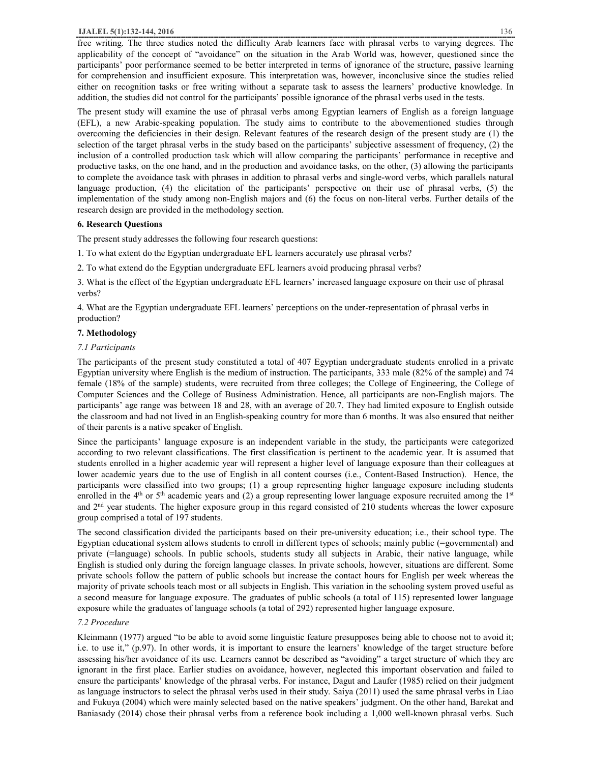free writing. The three studies noted the difficulty Arab learners face with phrasal verbs to varying degrees. The applicability of the concept of "avoidance" on the situation in the Arab World was, however, questioned since the participants' poor performance seemed to be better interpreted in terms of ignorance of the structure, passive learning for comprehension and insufficient exposure. This interpretation was, however, inconclusive since the studies relied either on recognition tasks or free writing without a separate task to assess the learners' productive knowledge. In addition, the studies did not control for the participants' possible ignorance of the phrasal verbs used in the tests.

The present study will examine the use of phrasal verbs among Egyptian learners of English as a foreign language (EFL), a new Arabic-speaking population. The study aims to contribute to the abovementioned studies through overcoming the deficiencies in their design. Relevant features of the research design of the present study are (1) the selection of the target phrasal verbs in the study based on the participants' subjective assessment of frequency, (2) the inclusion of a controlled production task which will allow comparing the participants' performance in receptive and productive tasks, on the one hand, and in the production and avoidance tasks, on the other, (3) allowing the participants to complete the avoidance task with phrases in addition to phrasal verbs and single-word verbs, which parallels natural language production, (4) the elicitation of the participants' perspective on their use of phrasal verbs, (5) the implementation of the study among non-English majors and (6) the focus on non-literal verbs. Further details of the research design are provided in the methodology section.

## 6. Research Questions

The present study addresses the following four research questions:

1. To what extent do the Egyptian undergraduate EFL learners accurately use phrasal verbs?

2. To what extend do the Egyptian undergraduate EFL learners avoid producing phrasal verbs?

3. What is the effect of the Egyptian undergraduate EFL learners' increased language exposure on their use of phrasal verbs?

4. What are the Egyptian undergraduate EFL learners' perceptions on the under-representation of phrasal verbs in production?

## 7. Methodology

### *7.1 Participants*

The participants of the present study constituted a total of 407 Egyptian undergraduate students enrolled in a private Egyptian university where English is the medium of instruction. The participants, 333 male (82% of the sample) and 74 female (18% of the sample) students, were recruited from three colleges; the College of Engineering, the College of Computer Sciences and the College of Business Administration. Hence, all participants are non-English majors. The participants' age range was between 18 and 28, with an average of 20.7. They had limited exposure to English outside the classroom and had not lived in an English-speaking country for more than 6 months. It was also ensured that neither of their parents is a native speaker of English.

Since the participants' language exposure is an independent variable in the study, the participants were categorized according to two relevant classifications. The first classification is pertinent to the academic year. It is assumed that students enrolled in a higher academic year will represent a higher level of language exposure than their colleagues at lower academic years due to the use of English in all content courses (i.e., Content-Based Instruction). Hence, the participants were classified into two groups; (1) a group representing higher language exposure including students enrolled in the 4th or 5th academic years and (2) a group representing lower language exposure recruited among the 1st and 2nd year students. The higher exposure group in this regard consisted of 210 students whereas the lower exposure group comprised a total of 197 students.

The second classification divided the participants based on their pre-university education; i.e., their school type. The Egyptian educational system allows students to enroll in different types of schools; mainly public (=governmental) and private (=language) schools. In public schools, students study all subjects in Arabic, their native language, while English is studied only during the foreign language classes. In private schools, however, situations are different. Some private schools follow the pattern of public schools but increase the contact hours for English per week whereas the majority of private schools teach most or all subjects in English. This variation in the schooling system proved useful as a second measure for language exposure. The graduates of public schools (a total of 115) represented lower language exposure while the graduates of language schools (a total of 292) represented higher language exposure.

### *7.2 Procedure*

Kleinmann (1977) argued "to be able to avoid some linguistic feature presupposes being able to choose not to avoid it; i.e. to use it," (p.97). In other words, it is important to ensure the learners' knowledge of the target structure before assessing his/her avoidance of its use. Learners cannot be described as "avoiding" a target structure of which they are ignorant in the first place. Earlier studies on avoidance, however, neglected this important observation and failed to ensure the participants' knowledge of the phrasal verbs. For instance, Dagut and Laufer (1985) relied on their judgment as language instructors to select the phrasal verbs used in their study. Saiya (2011) used the same phrasal verbs in Liao and Fukuya (2004) which were mainly selected based on the native speakers' judgment. On the other hand, Barekat and Baniasady (2014) chose their phrasal verbs from a reference book including a 1,000 well-known phrasal verbs. Such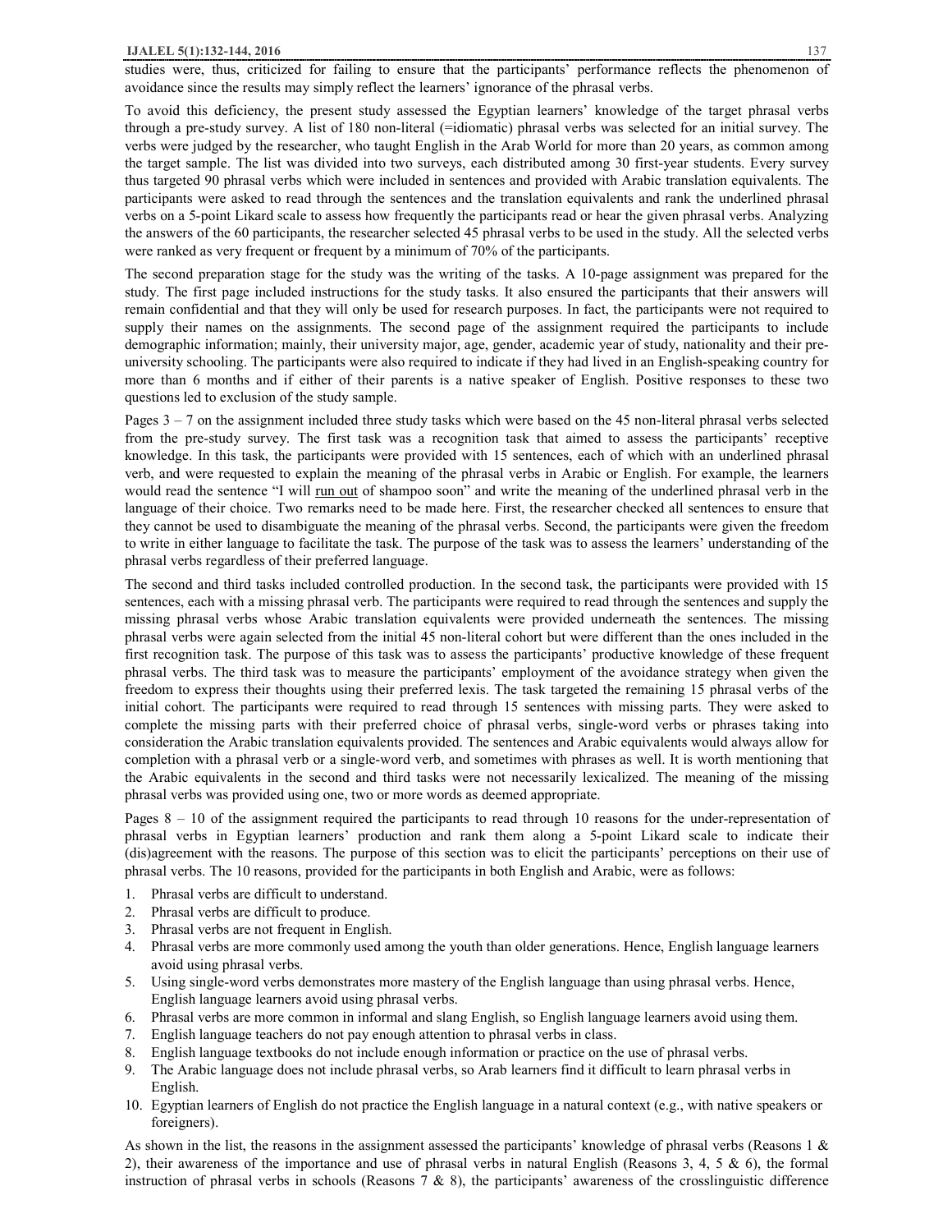studies were, thus, criticized for failing to ensure that the participants' performance reflects the phenomenon of avoidance since the results may simply reflect the learners' ignorance of the phrasal verbs.

To avoid this deficiency, the present study assessed the Egyptian learners' knowledge of the target phrasal verbs through a pre-study survey. A list of 180 non-literal (=idiomatic) phrasal verbs was selected for an initial survey. The verbs were judged by the researcher, who taught English in the Arab World for more than 20 years, as common among the target sample. The list was divided into two surveys, each distributed among 30 first-year students. Every survey thus targeted 90 phrasal verbs which were included in sentences and provided with Arabic translation equivalents. The participants were asked to read through the sentences and the translation equivalents and rank the underlined phrasal verbs on a 5-point Likard scale to assess how frequently the participants read or hear the given phrasal verbs. Analyzing the answers of the 60 participants, the researcher selected 45 phrasal verbs to be used in the study. All the selected verbs were ranked as very frequent or frequent by a minimum of 70% of the participants.

The second preparation stage for the study was the writing of the tasks. A 10-page assignment was prepared for the study. The first page included instructions for the study tasks. It also ensured the participants that their answers will remain confidential and that they will only be used for research purposes. In fact, the participants were not required to supply their names on the assignments. The second page of the assignment required the participants to include demographic information; mainly, their university major, age, gender, academic year of study, nationality and their pre-university schooling. The participants were also required to indicate if they had lived in an English-speaking country for more than 6 months and if either of their parents is a native speaker of English. Positive responses to these two questions led to exclusion of the study sample.

Pages 3 – 7 on the assignment included three study tasks which were based on the 45 non-literal phrasal verbs selected from the pre-study survey. The first task was a recognition task that aimed to assess the participants' receptive knowledge. In this task, the participants were provided with 15 sentences, each of which with an underlined phrasal verb, and were requested to explain the meaning of the phrasal verbs in Arabic or English. For example, the learners would read the sentence "I will run out of shampoo soon" and write the meaning of the underlined phrasal verb in the language of their choice. Two remarks need to be made here. First, the researcher checked all sentences to ensure that they cannot be used to disambiguate the meaning of the phrasal verbs. Second, the participants were given the freedom to write in either language to facilitate the task. The purpose of the task was to assess the learners' understanding of the phrasal verbs regardless of their preferred language.

The second and third tasks included controlled production. In the second task, the participants were provided with 15 sentences, each with a missing phrasal verb. The participants were required to read through the sentences and supply the missing phrasal verbs whose Arabic translation equivalents were provided underneath the sentences. The missing phrasal verbs were again selected from the initial 45 non-literal cohort but were different than the ones included in the first recognition task. The purpose of this task was to assess the participants' productive knowledge of these frequent phrasal verbs. The third task was to measure the participants' employment of the avoidance strategy when given the freedom to express their thoughts using their preferred lexis. The task targeted the remaining 15 phrasal verbs of the initial cohort. The participants were required to read through 15 sentences with missing parts. They were asked to complete the missing parts with their preferred choice of phrasal verbs, single-word verbs or phrases taking into consideration the Arabic translation equivalents provided. The sentences and Arabic equivalents would always allow for completion with a phrasal verb or a single-word verb, and sometimes with phrases as well. It is worth mentioning that the Arabic equivalents in the second and third tasks were not necessarily lexicalized. The meaning of the missing phrasal verbs was provided using one, two or more words as deemed appropriate.

Pages 8 – 10 of the assignment required the participants to read through 10 reasons for the under-representation of phrasal verbs in Egyptian learners' production and rank them along a 5-point Likard scale to indicate their (dis)agreement with the reasons. The purpose of this section was to elicit the participants' perceptions on their use of phrasal verbs. The 10 reasons, provided for the participants in both English and Arabic, were as follows:

1. Phrasal verbs are difficult to understand.
2. Phrasal verbs are difficult to produce.
3. Phrasal verbs are not frequent in English.
4. Phrasal verbs are more commonly used among the youth than older generations. Hence, English language learners avoid using phrasal verbs.
5. Using single-word verbs demonstrates more mastery of the English language than using phrasal verbs. Hence, English language learners avoid using phrasal verbs.
6. Phrasal verbs are more common in informal and slang English, so English language learners avoid using them.
7. English language teachers do not pay enough attention to phrasal verbs in class.
8. English language textbooks do not include enough information or practice on the use of phrasal verbs.
9. The Arabic language does not include phrasal verbs, so Arab learners find it difficult to learn phrasal verbs in English.
10. Egyptian learners of English do not practice the English language in a natural context (e.g., with native speakers or foreigners).

As shown in the list, the reasons in the assignment assessed the participants' knowledge of phrasal verbs (Reasons 1 & 2), their awareness of the importance and use of phrasal verbs in natural English (Reasons 3, 4, 5 & 6), the formal instruction of phrasal verbs in schools (Reasons 7 & 8), the participants' awareness of the crosslinguistic difference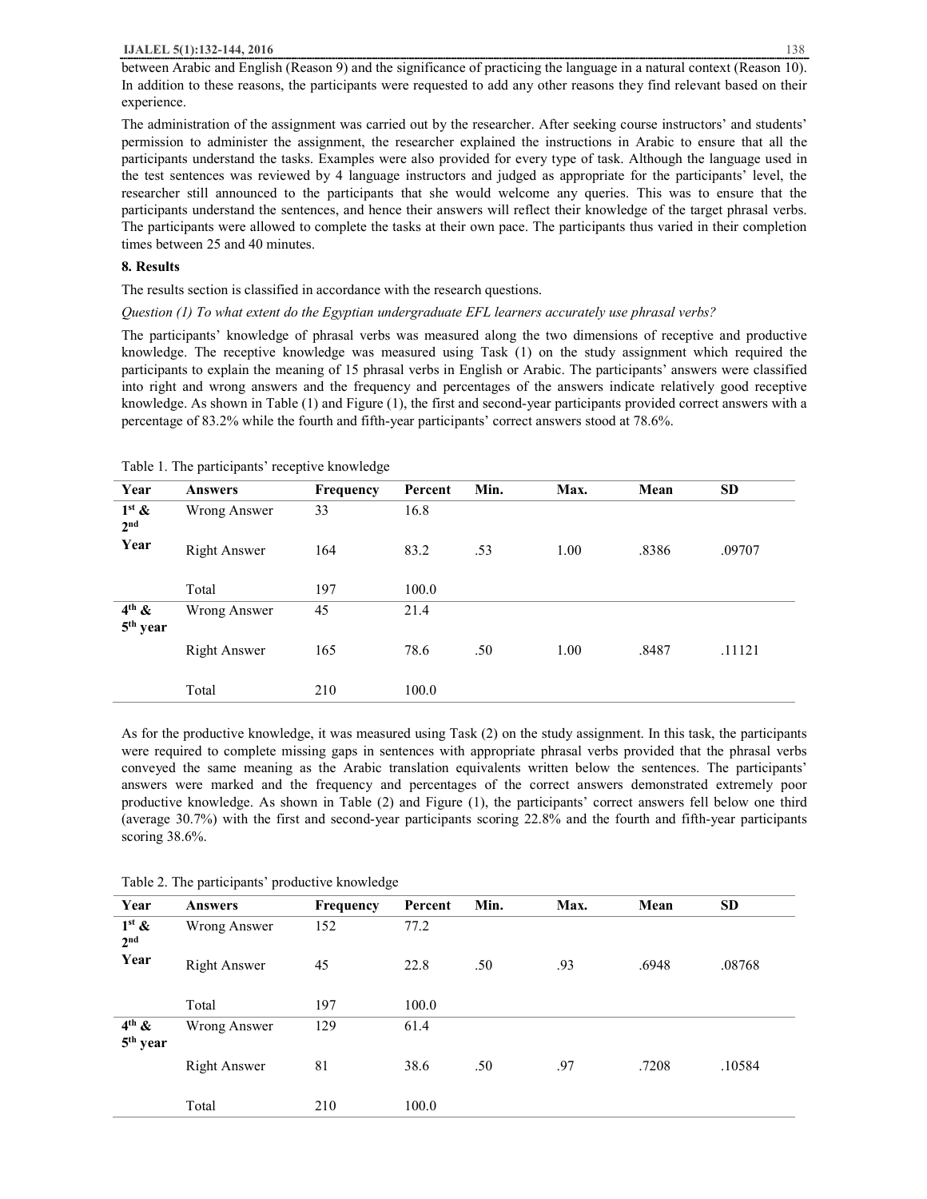between Arabic and English (Reason 9) and the significance of practicing the language in a natural context (Reason 10). In addition to these reasons, the participants were requested to add any other reasons they find relevant based on their experience.

The administration of the assignment was carried out by the researcher. After seeking course instructors' and students' permission to administer the assignment, the researcher explained the instructions in Arabic to ensure that all the participants understand the tasks. Examples were also provided for every type of task. Although the language used in the test sentences was reviewed by 4 language instructors and judged as appropriate for the participants' level, the researcher still announced to the participants that she would welcome any queries. This was to ensure that the participants understand the sentences, and hence their answers will reflect their knowledge of the target phrasal verbs. The participants were allowed to complete the tasks at their own pace. The participants thus varied in their completion times between 25 and 40 minutes.

## 8. Results

The results section is classified in accordance with the research questions.

*Question (1) To what extent do the Egyptian undergraduate EFL learners accurately use phrasal verbs?*

The participants' knowledge of phrasal verbs was measured along the two dimensions of receptive and productive knowledge. The receptive knowledge was measured using Task (1) on the study assignment which required the participants to explain the meaning of 15 phrasal verbs in English or Arabic. The participants' answers were classified into right and wrong answers and the frequency and percentages of the answers indicate relatively good receptive knowledge. As shown in Table (1) and Figure (1), the first and second-year participants provided correct answers with a percentage of 83.2% while the fourth and fifth-year participants' correct answers stood at 78.6%.

Table 1. The participants' receptive knowledge

| Year | Answers | Frequency | Percent | Min. | Max. | Mean | SD |
|---|---|---|---|---|---|---|---|
| 1st & 2nd Year | Wrong Answer | 33 | 16.8 | | | | |
| | Right Answer | 164 | 83.2 | .53 | 1.00 | .8386 | .09707 |
| | Total | 197 | 100.0 | | | | |
| 4th & 5th year | Wrong Answer | 45 | 21.4 | | | | |
| | Right Answer | 165 | 78.6 | .50 | 1.00 | .8487 | .11121 |
| | Total | 210 | 100.0 | | | | |

As for the productive knowledge, it was measured using Task (2) on the study assignment. In this task, the participants were required to complete missing gaps in sentences with appropriate phrasal verbs provided that the phrasal verbs conveyed the same meaning as the Arabic translation equivalents written below the sentences. The participants' answers were marked and the frequency and percentages of the correct answers demonstrated extremely poor productive knowledge. As shown in Table (2) and Figure (1), the participants' correct answers fell below one third (average 30.7%) with the first and second-year participants scoring 22.8% and the fourth and fifth-year participants scoring 38.6%.

Table 2. The participants' productive knowledge

| Year | Answers | Frequency | Percent | Min. | Max. | Mean | SD |
|---|---|---|---|---|---|---|---|
| 1st & 2nd Year | Wrong Answer | 152 | 77.2 | | | | |
| | Right Answer | 45 | 22.8 | .50 | .93 | .6948 | .08768 |
| | Total | 197 | 100.0 | | | | |
| 4th & 5th year | Wrong Answer | 129 | 61.4 | | | | |
| | Right Answer | 81 | 38.6 | .50 | .97 | .7208 | .10584 |
| | Total | 210 | 100.0 | | | | |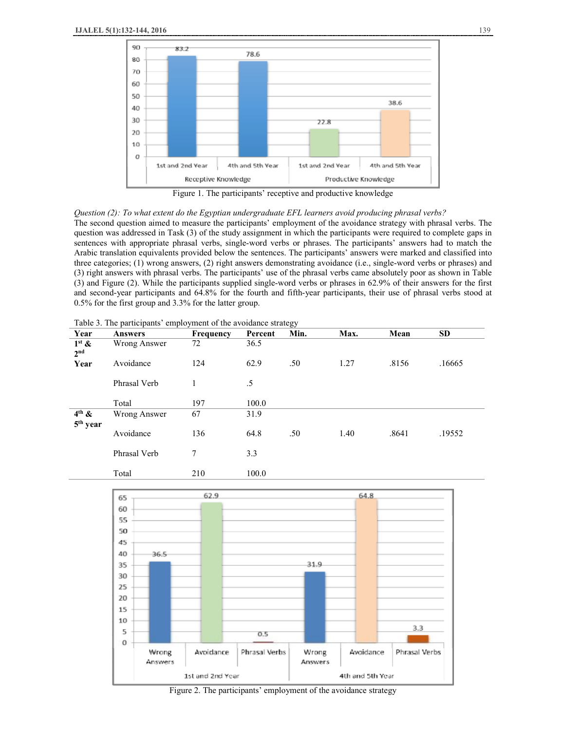Figure 1. The participants' receptive and productive knowledge

*Question (2): To what extent do the Egyptian undergraduate EFL learners avoid producing phrasal verbs?*

The second question aimed to measure the participants' employment of the avoidance strategy with phrasal verbs. The question was addressed in Task (3) of the study assignment in which the participants were required to complete gaps in sentences with appropriate phrasal verbs, single-word verbs or phrases. The participants' answers had to match the Arabic translation equivalents provided below the sentences. The participants' answers were marked and classified into three categories; (1) wrong answers, (2) right answers demonstrating avoidance (i.e., single-word verbs or phrases) and (3) right answers with phrasal verbs. The participants' use of the phrasal verbs came absolutely poor as shown in Table (3) and Figure (2). While the participants supplied single-word verbs or phrases in 62.9% of their answers for the first and second-year participants and 64.8% for the fourth and fifth-year participants, their use of phrasal verbs stood at 0.5% for the first group and 3.3% for the latter group.

Table 3. The participants' employment of the avoidance strategy

| Year | Answers | Frequency | Percent | Min. | Max. | Mean | SD |
|---|---|---|---|---|---|---|---|
| 1st & 2nd Year | Wrong Answer | 72 | 36.5 | | | | |
| | Avoidance | 124 | 62.9 | .50 | 1.27 | .8156 | .16665 |
| | Phrasal Verb | 1 | .5 | | | | |
| | Total | 197 | 100.0 | | | | |
| 4th & 5th year | Wrong Answer | 67 | 31.9 | | | | |
| | Avoidance | 136 | 64.8 | .50 | 1.40 | .8641 | .19552 |
| | Phrasal Verb | 7 | 3.3 | | | | |
| | Total | 210 | 100.0 | | | | |

Figure 2. The participants' employment of the avoidance strategy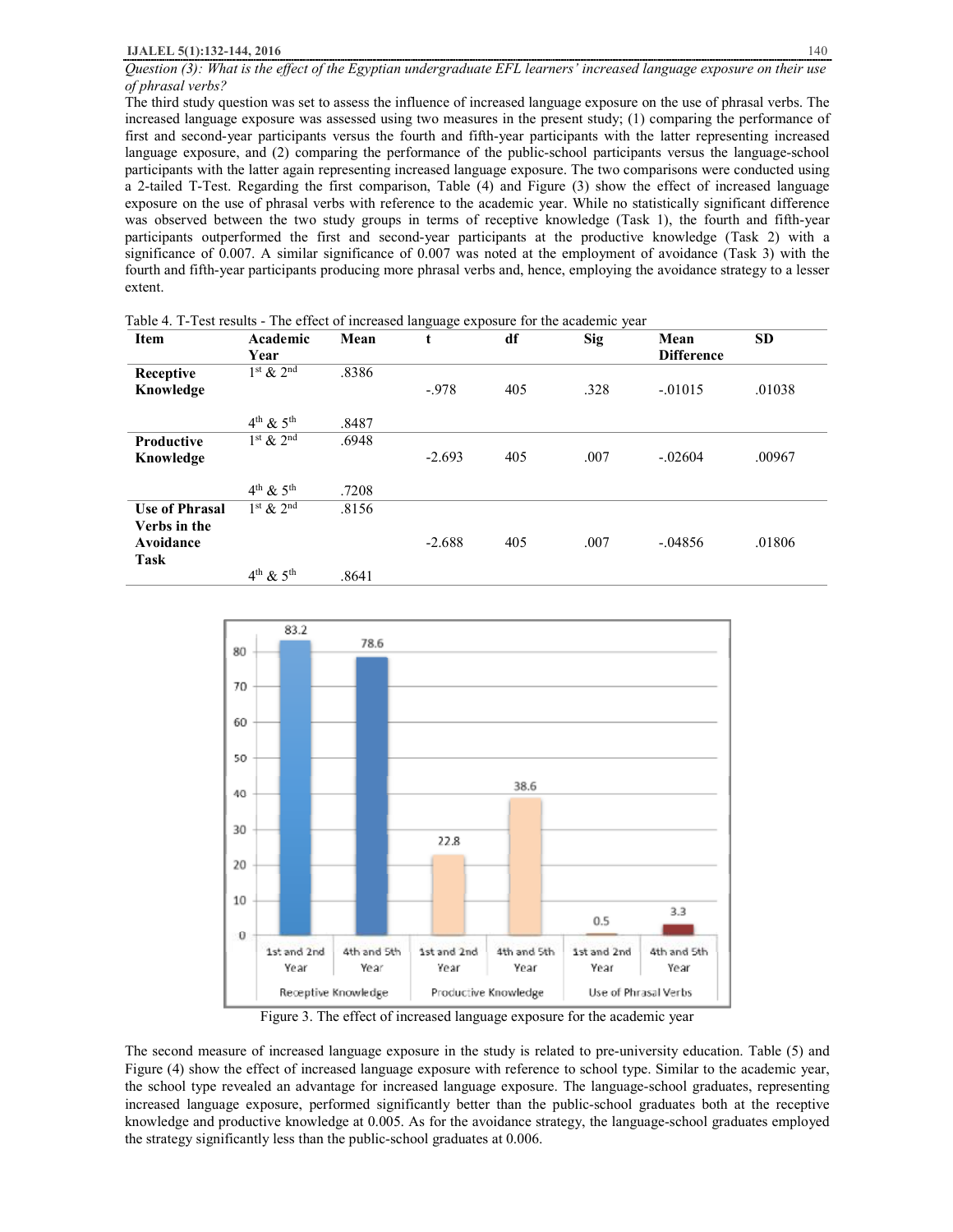*Question (3): What is the effect of the Egyptian undergraduate EFL learners' increased language exposure on their use of phrasal verbs?*

The third study question was set to assess the influence of increased language exposure on the use of phrasal verbs. The increased language exposure was assessed using two measures in the present study; (1) comparing the performance of first and second-year participants versus the fourth and fifth-year participants with the latter representing increased language exposure, and (2) comparing the performance of the public-school participants versus the language-school participants with the latter again representing increased language exposure. The two comparisons were conducted using a 2-tailed T-Test. Regarding the first comparison, Table (4) and Figure (3) show the effect of increased language exposure on the use of phrasal verbs with reference to the academic year. While no statistically significant difference was observed between the two study groups in terms of receptive knowledge (Task 1), the fourth and fifth-year participants outperformed the first and second-year participants at the productive knowledge (Task 2) with a significance of 0.007. A similar significance of 0.007 was noted at the employment of avoidance (Task 3) with the fourth and fifth-year participants producing more phrasal verbs and, hence, employing the avoidance strategy to a lesser extent.

Table 4. T-Test results - The effect of increased language exposure for the academic year

| Item | Academic Year | Mean | t | df | Sig | Mean Difference | SD |
|---|---|---|---|---|---|---|---|
| **Receptive Knowledge** | 1st & 2nd | .8386 | -.978 | 405 | .328 | -.01015 | .01038 |
| | 4th & 5th | .8487 | | | | | |
| **Productive Knowledge** | 1st & 2nd | .6948 | -2.693 | 405 | .007 | -.02604 | .00967 |
| | 4th & 5th | .7208 | | | | | |
| **Use of Phrasal Verbs in the Avoidance Task** | 1st & 2nd | .8156 | -2.688 | 405 | .007 | -.04856 | .01806 |
| | 4th & 5th | .8641 | | | | | |

Figure 3. The effect of increased language exposure for the academic year

The second measure of increased language exposure in the study is related to pre-university education. Table (5) and Figure (4) show the effect of increased language exposure with reference to school type. Similar to the academic year, the school type revealed an advantage for increased language exposure. The language-school graduates, representing increased language exposure, performed significantly better than the public-school graduates both at the receptive knowledge and productive knowledge at 0.005. As for the avoidance strategy, the language-school graduates employed the strategy significantly less than the public-school graduates at 0.006.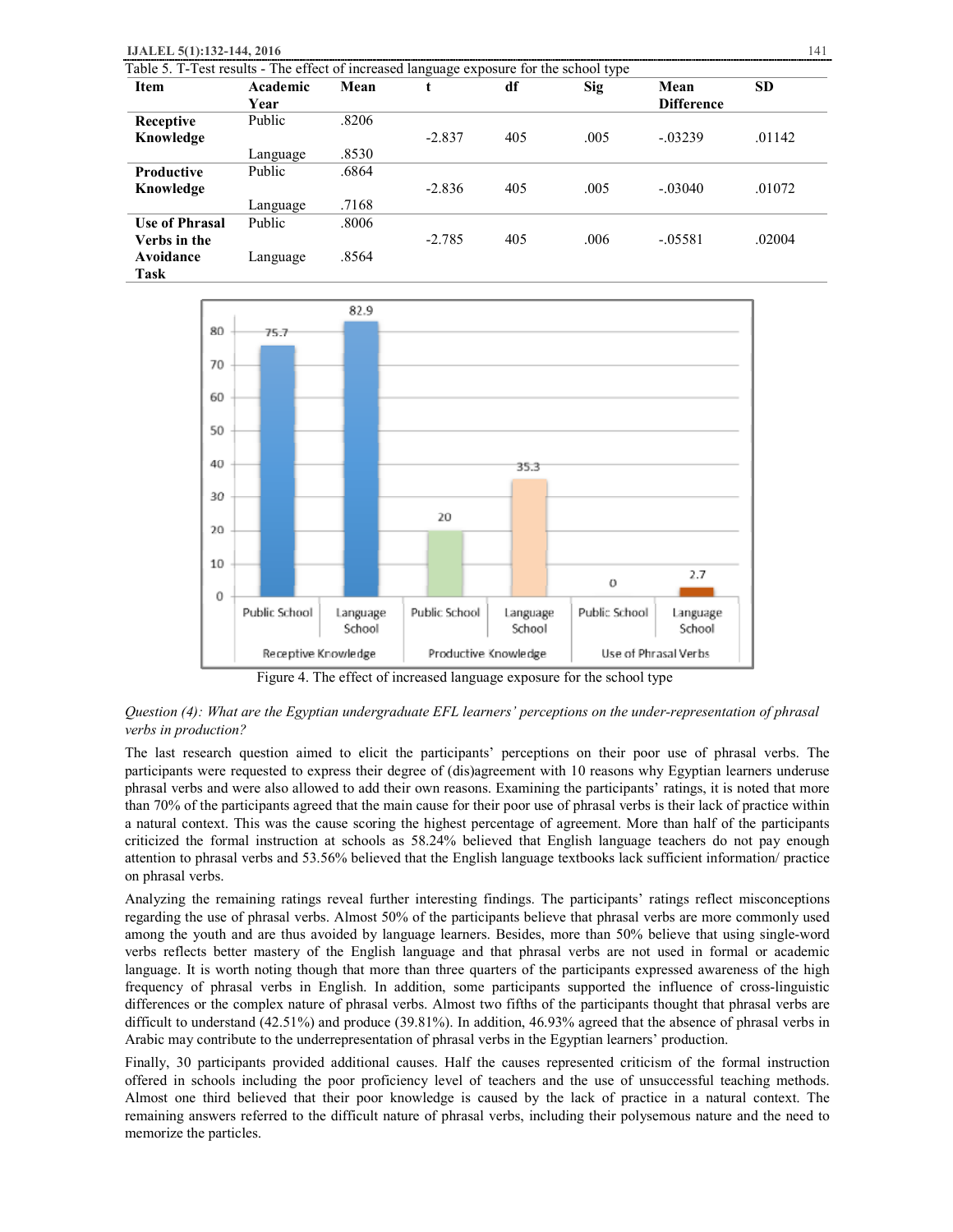Table 5. T-Test results - The effect of increased language exposure for the school type

| Item | Academic Year | Mean | t | df | Sig | Mean Difference | SD |
|---|---|---|---|---|---|---|---|
| Receptive Knowledge | Public | .8206 | -2.837 | 405 | .005 | -.03239 | .01142 |
| | Language | .8530 | | | | | |
| Productive Knowledge | Public | .6864 | -2.836 | 405 | .005 | -.03040 | .01072 |
| | Language | .7168 | | | | | |
| Use of Phrasal Verbs in the Avoidance Task | Public | .8006 | -2.785 | 405 | .006 | -.05581 | .02004 |
| | Language | .8564 | | | | | |

Figure 4. The effect of increased language exposure for the school type

*Question (4): What are the Egyptian undergraduate EFL learners' perceptions on the under-representation of phrasal verbs in production?*

The last research question aimed to elicit the participants' perceptions on their poor use of phrasal verbs. The participants were requested to express their degree of (dis)agreement with 10 reasons why Egyptian learners underuse phrasal verbs and were also allowed to add their own reasons. Examining the participants' ratings, it is noted that more than 70% of the participants agreed that the main cause for their poor use of phrasal verbs is their lack of practice within a natural context. This was the cause scoring the highest percentage of agreement. More than half of the participants criticized the formal instruction at schools as 58.24% believed that English language teachers do not pay enough attention to phrasal verbs and 53.56% believed that the English language textbooks lack sufficient information/ practice on phrasal verbs.

Analyzing the remaining ratings reveal further interesting findings. The participants' ratings reflect misconceptions regarding the use of phrasal verbs. Almost 50% of the participants believe that phrasal verbs are more commonly used among the youth and are thus avoided by language learners. Besides, more than 50% believe that using single-word verbs reflects better mastery of the English language and that phrasal verbs are not used in formal or academic language. It is worth noting though that more than three quarters of the participants expressed awareness of the high frequency of phrasal verbs in English. In addition, some participants supported the influence of cross-linguistic differences or the complex nature of phrasal verbs. Almost two fifths of the participants thought that phrasal verbs are difficult to understand (42.51%) and produce (39.81%). In addition, 46.93% agreed that the absence of phrasal verbs in Arabic may contribute to the underrepresentation of phrasal verbs in the Egyptian learners' production.

Finally, 30 participants provided additional causes. Half the causes represented criticism of the formal instruction offered in schools including the poor proficiency level of teachers and the use of unsuccessful teaching methods. Almost one third believed that their poor knowledge is caused by the lack of practice in a natural context. The remaining answers referred to the difficult nature of phrasal verbs, including their polysemous nature and the need to memorize the particles.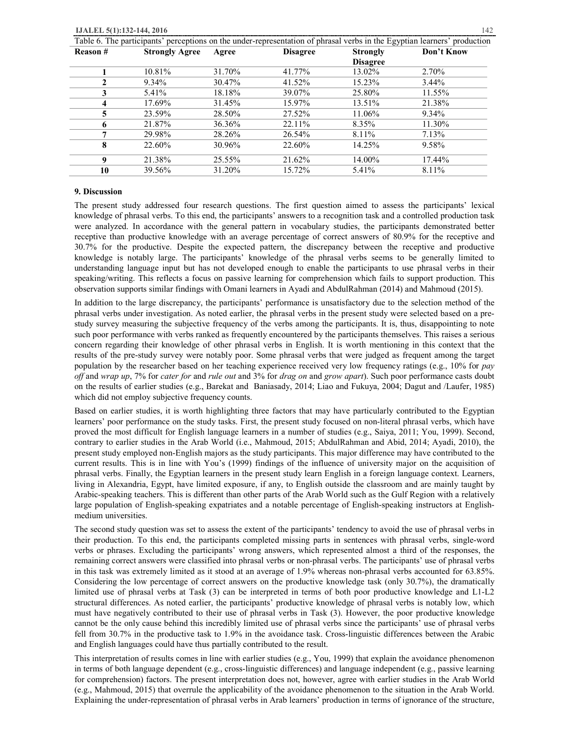Table 6. The participants' perceptions on the under-representation of phrasal verbs in the Egyptian learners' production

| Reason # | Strongly Agree | Agree | Disagree | Strongly Disagree | Don't Know |
|---|---|---|---|---|---|
| 1 | 10.81% | 31.70% | 41.77% | 13.02% | 2.70% |
| 2 | 9.34% | 30.47% | 41.52% | 15.23% | 3.44% |
| 3 | 5.41% | 18.18% | 39.07% | 25.80% | 11.55% |
| 4 | 17.69% | 31.45% | 15.97% | 13.51% | 21.38% |
| 5 | 23.59% | 28.50% | 27.52% | 11.06% | 9.34% |
| 6 | 21.87% | 36.36% | 22.11% | 8.35% | 11.30% |
| 7 | 29.98% | 28.26% | 26.54% | 8.11% | 7.13% |
| 8 | 22.60% | 30.96% | 22.60% | 14.25% | 9.58% |
| 9 | 21.38% | 25.55% | 21.62% | 14.00% | 17.44% |
| 10 | 39.56% | 31.20% | 15.72% | 5.41% | 8.11% |

## 9. Discussion

The present study addressed four research questions. The first question aimed to assess the participants' lexical knowledge of phrasal verbs. To this end, the participants' answers to a recognition task and a controlled production task were analyzed. In accordance with the general pattern in vocabulary studies, the participants demonstrated better receptive than productive knowledge with an average percentage of correct answers of 80.9% for the receptive and 30.7% for the productive. Despite the expected pattern, the discrepancy between the receptive and productive knowledge is notably large. The participants' knowledge of the phrasal verbs seems to be generally limited to understanding language input but has not developed enough to enable the participants to use phrasal verbs in their speaking/writing. This reflects a focus on passive learning for comprehension which fails to support production. This observation supports similar findings with Omani learners in Ayadi and AbdulRahman (2014) and Mahmoud (2015).

In addition to the large discrepancy, the participants' performance is unsatisfactory due to the selection method of the phrasal verbs under investigation. As noted earlier, the phrasal verbs in the present study were selected based on a pre-study survey measuring the subjective frequency of the verbs among the participants. It is, thus, disappointing to note such poor performance with verbs ranked as frequently encountered by the participants themselves. This raises a serious concern regarding their knowledge of other phrasal verbs in English. It is worth mentioning in this context that the results of the pre-study survey were notably poor. Some phrasal verbs that were judged as frequent among the target population by the researcher based on her teaching experience received very low frequency ratings (e.g., 10% for *pay off* and *wrap up*, 7% for *cater for* and *rule out* and 3% for *drag on* and *grow apart*). Such poor performance casts doubt on the results of earlier studies (e.g., Barekat and Baniasady, 2014; Liao and Fukuya, 2004; Dagut and /Laufer, 1985) which did not employ subjective frequency counts.

Based on earlier studies, it is worth highlighting three factors that may have particularly contributed to the Egyptian learners' poor performance on the study tasks. First, the present study focused on non-literal phrasal verbs, which have proved the most difficult for English language learners in a number of studies (e.g., Saiya, 2011; You, 1999). Second, contrary to earlier studies in the Arab World (i.e., Mahmoud, 2015; AbdulRahman and Abid, 2014; Ayadi, 2010), the present study employed non-English majors as the study participants. This major difference may have contributed to the current results. This is in line with You's (1999) findings of the influence of university major on the acquisition of phrasal verbs. Finally, the Egyptian learners in the present study learn English in a foreign language context. Learners, living in Alexandria, Egypt, have limited exposure, if any, to English outside the classroom and are mainly taught by Arabic-speaking teachers. This is different than other parts of the Arab World such as the Gulf Region with a relatively large population of English-speaking expatriates and a notable percentage of English-speaking instructors at English-medium universities.

The second study question was set to assess the extent of the participants' tendency to avoid the use of phrasal verbs in their production. To this end, the participants completed missing parts in sentences with phrasal verbs, single-word verbs or phrases. Excluding the participants' wrong answers, which represented almost a third of the responses, the remaining correct answers were classified into phrasal verbs or non-phrasal verbs. The participants' use of phrasal verbs in this task was extremely limited as it stood at an average of 1.9% whereas non-phrasal verbs accounted for 63.85%. Considering the low percentage of correct answers on the productive knowledge task (only 30.7%), the dramatically limited use of phrasal verbs at Task (3) can be interpreted in terms of both poor productive knowledge and L1-L2 structural differences. As noted earlier, the participants' productive knowledge of phrasal verbs is notably low, which must have negatively contributed to their use of phrasal verbs in Task (3). However, the poor productive knowledge cannot be the only cause behind this incredibly limited use of phrasal verbs since the participants' use of phrasal verbs fell from 30.7% in the productive task to 1.9% in the avoidance task. Cross-linguistic differences between the Arabic and English languages could have thus partially contributed to the result.

This interpretation of results comes in line with earlier studies (e.g., You, 1999) that explain the avoidance phenomenon in terms of both language dependent (e.g., cross-linguistic differences) and language independent (e.g., passive learning for comprehension) factors. The present interpretation does not, however, agree with earlier studies in the Arab World (e.g., Mahmoud, 2015) that overrule the applicability of the avoidance phenomenon to the situation in the Arab World. Explaining the under-representation of phrasal verbs in Arab learners' production in terms of ignorance of the structure,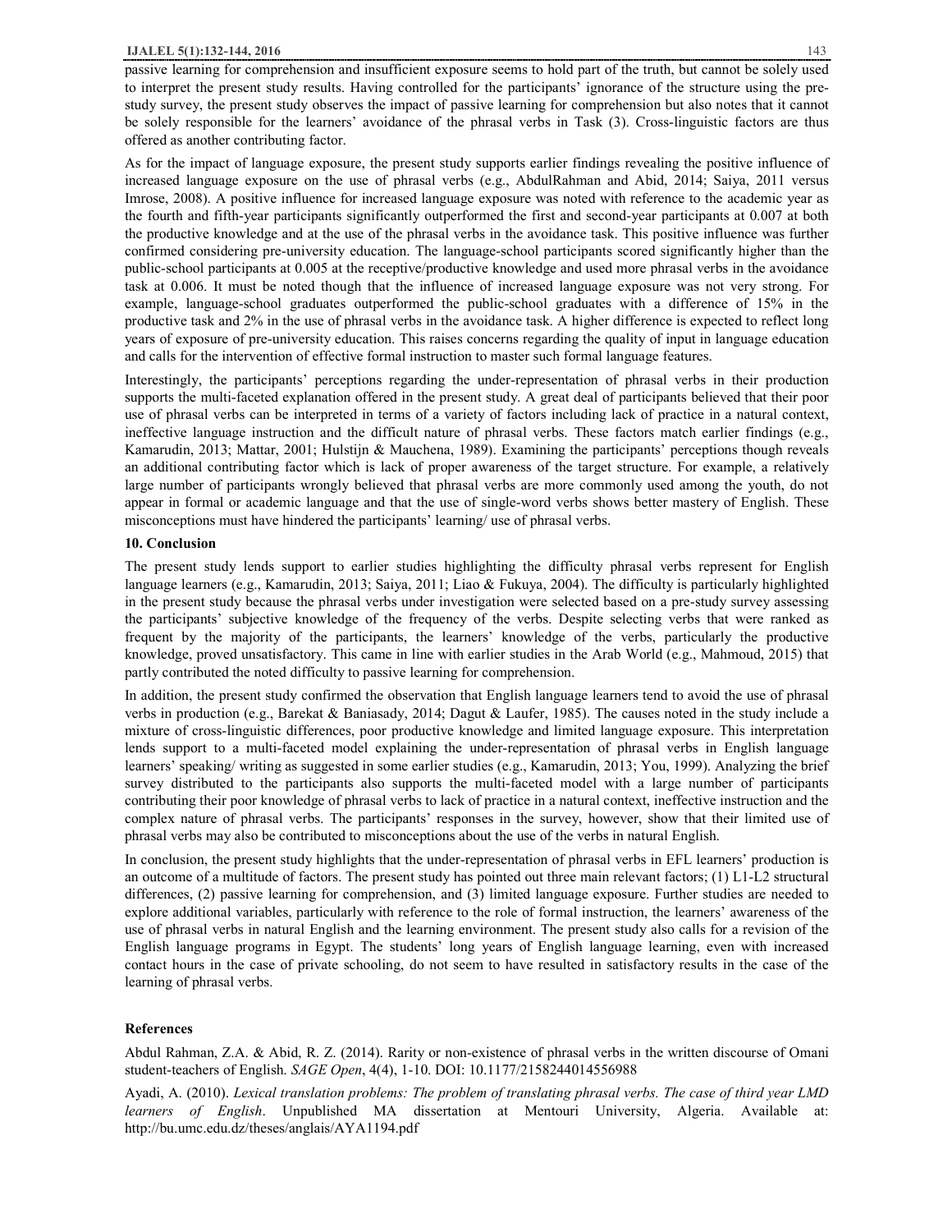passive learning for comprehension and insufficient exposure seems to hold part of the truth, but cannot be solely used to interpret the present study results. Having controlled for the participants' ignorance of the structure using the pre-study survey, the present study observes the impact of passive learning for comprehension but also notes that it cannot be solely responsible for the learners' avoidance of the phrasal verbs in Task (3). Cross-linguistic factors are thus offered as another contributing factor.

As for the impact of language exposure, the present study supports earlier findings revealing the positive influence of increased language exposure on the use of phrasal verbs (e.g., AbdulRahman and Abid, 2014; Saiya, 2011 versus Imrose, 2008). A positive influence for increased language exposure was noted with reference to the academic year as the fourth and fifth-year participants significantly outperformed the first and second-year participants at 0.007 at both the productive knowledge and at the use of the phrasal verbs in the avoidance task. This positive influence was further confirmed considering pre-university education. The language-school participants scored significantly higher than the public-school participants at 0.005 at the receptive/productive knowledge and used more phrasal verbs in the avoidance task at 0.006. It must be noted though that the influence of increased language exposure was not very strong. For example, language-school graduates outperformed the public-school graduates with a difference of 15% in the productive task and 2% in the use of phrasal verbs in the avoidance task. A higher difference is expected to reflect long years of exposure of pre-university education. This raises concerns regarding the quality of input in language education and calls for the intervention of effective formal instruction to master such formal language features.

Interestingly, the participants' perceptions regarding the under-representation of phrasal verbs in their production supports the multi-faceted explanation offered in the present study. A great deal of participants believed that their poor use of phrasal verbs can be interpreted in terms of a variety of factors including lack of practice in a natural context, ineffective language instruction and the difficult nature of phrasal verbs. These factors match earlier findings (e.g., Kamarudin, 2013; Mattar, 2001; Hulstijn & Mauchena, 1989). Examining the participants' perceptions though reveals an additional contributing factor which is lack of proper awareness of the target structure. For example, a relatively large number of participants wrongly believed that phrasal verbs are more commonly used among the youth, do not appear in formal or academic language and that the use of single-word verbs shows better mastery of English. These misconceptions must have hindered the participants' learning/ use of phrasal verbs.

## 10. Conclusion

The present study lends support to earlier studies highlighting the difficulty phrasal verbs represent for English language learners (e.g., Kamarudin, 2013; Saiya, 2011; Liao & Fukuya, 2004). The difficulty is particularly highlighted in the present study because the phrasal verbs under investigation were selected based on a pre-study survey assessing the participants' subjective knowledge of the frequency of the verbs. Despite selecting verbs that were ranked as frequent by the majority of the participants, the learners' knowledge of the verbs, particularly the productive knowledge, proved unsatisfactory. This came in line with earlier studies in the Arab World (e.g., Mahmoud, 2015) that partly contributed the noted difficulty to passive learning for comprehension.

In addition, the present study confirmed the observation that English language learners tend to avoid the use of phrasal verbs in production (e.g., Barekat & Baniasady, 2014; Dagut & Laufer, 1985). The causes noted in the study include a mixture of cross-linguistic differences, poor productive knowledge and limited language exposure. This interpretation lends support to a multi-faceted model explaining the under-representation of phrasal verbs in English language learners' speaking/ writing as suggested in some earlier studies (e.g., Kamarudin, 2013; You, 1999). Analyzing the brief survey distributed to the participants also supports the multi-faceted model with a large number of participants contributing their poor knowledge of phrasal verbs to lack of practice in a natural context, ineffective instruction and the complex nature of phrasal verbs. The participants' responses in the survey, however, show that their limited use of phrasal verbs may also be contributed to misconceptions about the use of the verbs in natural English.

In conclusion, the present study highlights that the under-representation of phrasal verbs in EFL learners' production is an outcome of a multitude of factors. The present study has pointed out three main relevant factors; (1) L1-L2 structural differences, (2) passive learning for comprehension, and (3) limited language exposure. Further studies are needed to explore additional variables, particularly with reference to the role of formal instruction, the learners' awareness of the use of phrasal verbs in natural English and the learning environment. The present study also calls for a revision of the English language programs in Egypt. The students' long years of English language learning, even with increased contact hours in the case of private schooling, do not seem to have resulted in satisfactory results in the case of the learning of phrasal verbs.

## References

Abdul Rahman, Z.A. & Abid, R. Z. (2014). Rarity or non-existence of phrasal verbs in the written discourse of Omani student-teachers of English. *SAGE Open*, 4(4), 1-10. DOI: 10.1177/2158244014556988

Ayadi, A. (2010). *Lexical translation problems: The problem of translating phrasal verbs. The case of third year LMD learners of English*. Unpublished MA dissertation at Mentouri University, Algeria. Available at: http://bu.umc.edu.dz/theses/anglais/AYA1194.pdf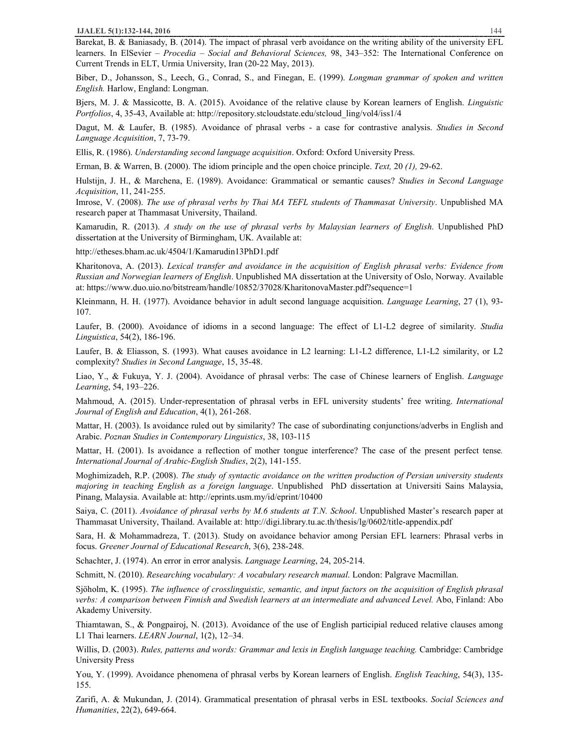Barekat, B. & Baniasady, B. (2014). The impact of phrasal verb avoidance on the writing ability of the university EFL learners. In ElSevier – *Procedia – Social and Behavioral Sciences,* 98, 343–352: The International Conference on Current Trends in ELT, Urmia University, Iran (20-22 May, 2013).

Biber, D., Johansson, S., Leech, G., Conrad, S., and Finegan, E. (1999). *Longman grammar of spoken and written English.* Harlow, England: Longman.

Bjers, M. J. & Massicotte, B. A. (2015). Avoidance of the relative clause by Korean learners of English. *Linguistic Portfolios*, 4, 35-43, Available at: http://repository.stcloudstate.edu/stcloud_ling/vol4/iss1/4

Dagut, M. & Laufer, B. (1985). Avoidance of phrasal verbs - a case for contrastive analysis. *Studies in Second Language Acquisition*, 7, 73-79.

Ellis, R. (1986). *Understanding second language acquisition*. Oxford: Oxford University Press.

Erman, B. & Warren, B. (2000). The idiom principle and the open choice principle. *Text,* 20 *(1),* 29-62.

Hulstijn, J. H., & Marchena, E. (1989). Avoidance: Grammatical or semantic causes? *Studies in Second Language Acquisition*, 11, 241-255.

Imrose, V. (2008). *The use of phrasal verbs by Thai MA TEFL students of Thammasat University*. Unpublished MA research paper at Thammasat University, Thailand.

Kamarudin, R. (2013). *A study on the use of phrasal verbs by Malaysian learners of English*. Unpublished PhD dissertation at the University of Birmingham, UK. Available at:

http://etheses.bham.ac.uk/4504/1/Kamarudin13PhD1.pdf

Kharitonova, A. (2013). *Lexical transfer and avoidance in the acquisition of English phrasal verbs: Evidence from Russian and Norwegian learners of English*. Unpublished MA dissertation at the University of Oslo, Norway. Available at: https://www.duo.uio.no/bitstream/handle/10852/37028/KharitonovaMaster.pdf?sequence=1

Kleinmann, H. H. (1977). Avoidance behavior in adult second language acquisition. *Language Learning*, 27 (1), 93-107.

Laufer, B. (2000). Avoidance of idioms in a second language: The effect of L1-L2 degree of similarity. *Studia Linguistica*, 54(2), 186-196.

Laufer, B. & Eliasson, S. (1993). What causes avoidance in L2 learning: L1-L2 difference, L1-L2 similarity, or L2 complexity? *Studies in Second Language*, 15, 35-48.

Liao, Y., & Fukuya, Y. J. (2004). Avoidance of phrasal verbs: The case of Chinese learners of English. *Language Learning*, 54, 193–226.

Mahmoud, A. (2015). Under-representation of phrasal verbs in EFL university students' free writing. *International Journal of English and Education*, 4(1), 261-268.

Mattar, H. (2003). Is avoidance ruled out by similarity? The case of subordinating conjunctions/adverbs in English and Arabic. *Poznan Studies in Contemporary Linguistics*, 38, 103-115

Mattar, H. (2001). Is avoidance a reflection of mother tongue interference? The case of the present perfect tense*. International Journal of Arabic-English Studies*, 2(2), 141-155.

Moghimizadeh, R.P. (2008). *The study of syntactic avoidance on the written production of Persian university students majoring in teaching English as a foreign language*. Unpublished PhD dissertation at Universiti Sains Malaysia, Pinang, Malaysia. Available at: http://eprints.usm.my/id/eprint/10400

Saiya, C. (2011). *Avoidance of phrasal verbs by M.6 students at T.N. School*. Unpublished Master's research paper at Thammasat University, Thailand. Available at: http://digi.library.tu.ac.th/thesis/lg/0602/title-appendix.pdf

Sara, H. & Mohammadreza, T. (2013). Study on avoidance behavior among Persian EFL learners: Phrasal verbs in focus. *Greener Journal of Educational Research*, 3(6), 238-248.

Schachter, J. (1974). An error in error analysis. *Language Learning*, 24, 205-214.

Schmitt, N. (2010). *Researching vocabulary: A vocabulary research manual*. London: Palgrave Macmillan.

Sjöholm, K. (1995). *The influence of crosslinguistic, semantic, and input factors on the acquisition of English phrasal verbs: A comparison between Finnish and Swedish learners at an intermediate and advanced Level.* Abo, Finland: Abo Akademy University.

Thiamtawan, S., & Pongpairoj, N. (2013). Avoidance of the use of English participial reduced relative clauses among L1 Thai learners. *LEARN Journal*, 1(2), 12–34.

Willis, D. (2003). *Rules, patterns and words: Grammar and lexis in English language teaching.* Cambridge: Cambridge University Press

You, Y. (1999). Avoidance phenomena of phrasal verbs by Korean learners of English. *English Teaching*, 54(3), 135-155.

Zarifi, A. & Mukundan, J. (2014). Grammatical presentation of phrasal verbs in ESL textbooks. *Social Sciences and Humanities*, 22(2), 649-664.